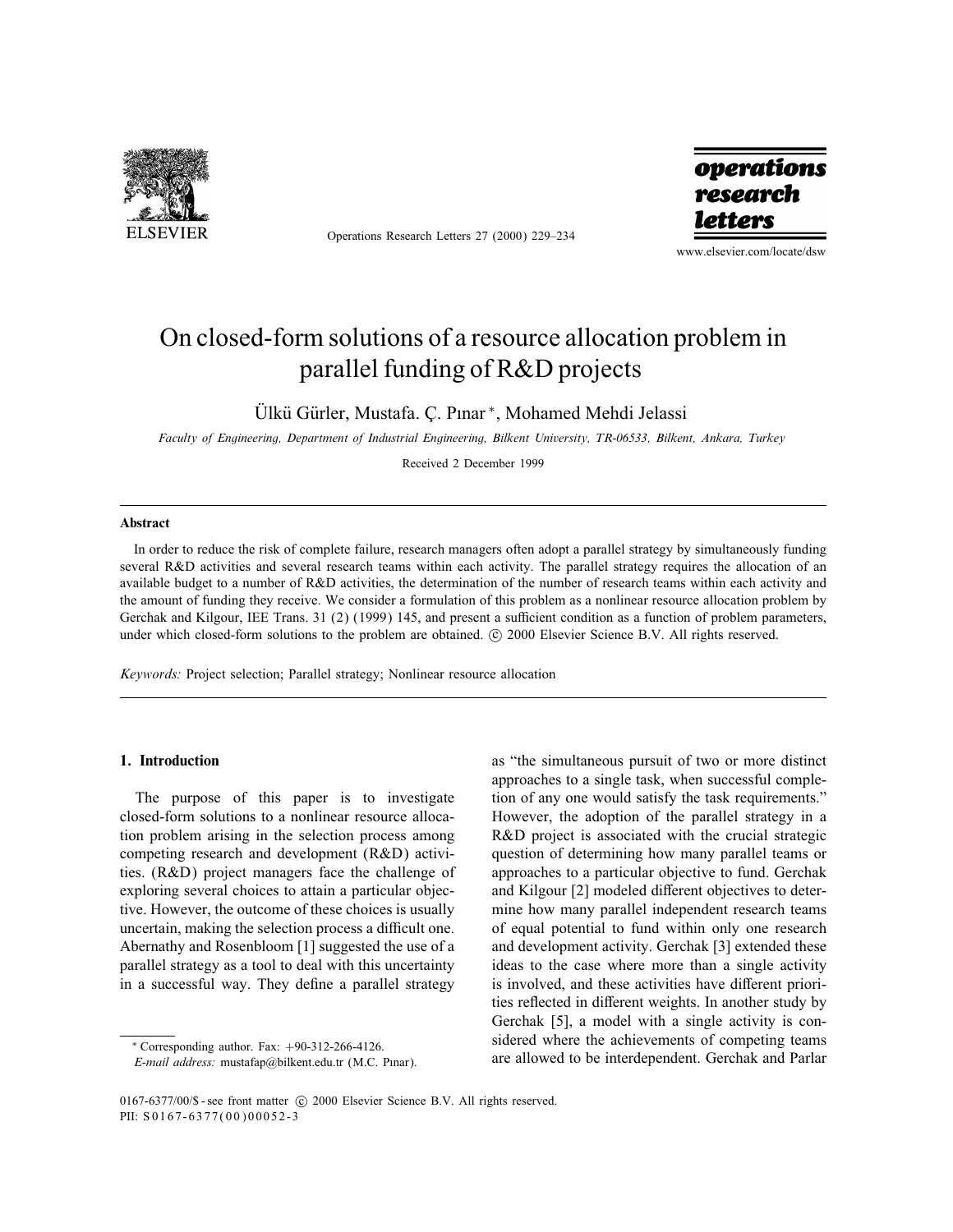# On closed-form solutions of a resource allocation problem in parallel funding of R&D projects

Ülkü Gürler, Mustafa. Ç. Pınar *, Mohamed Mehdi Jelassi

*Faculty of Engineering, Department of Industrial Engineering, Bilkent University, TR-06533, Bilkent, Ankara, Turkey*

Received 2 December 1999

## Abstract

In order to reduce the risk of complete failure, research managers often adopt a parallel strategy by simultaneously funding several R&D activities and several research teams within each activity. The parallel strategy requires the allocation of an available budget to a number of R&D activities, the determination of the number of research teams within each activity and the amount of funding they receive. We consider a formulation of this problem as a nonlinear resource allocation problem by Gerchak and Kilgour, IEE Trans. 31 (2) (1999) 145, and present a sufficient condition as a function of problem parameters, under which closed-form solutions to the problem are obtained. © 2000 Elsevier Science B.V. All rights reserved.

*Keywords:* Project selection; Parallel strategy; Nonlinear resource allocation

## 1. Introduction

The purpose of this paper is to investigate closed-form solutions to a nonlinear resource allocation problem arising in the selection process among competing research and development (R&D) activities. (R&D) project managers face the challenge of exploring several choices to attain a particular objective. However, the outcome of these choices is usually uncertain, making the selection process a difficult one. Abernathy and Rosenbloom [1] suggested the use of a parallel strategy as a tool to deal with this uncertainty in a successful way. They define a parallel strategy as "the simultaneous pursuit of two or more distinct approaches to a single task, when successful completion of any one would satisfy the task requirements." However, the adoption of the parallel strategy in a R&D project is associated with the crucial strategic question of determining how many parallel teams or approaches to a particular objective to fund. Gerchak and Kilgour [2] modeled different objectives to determine how many parallel independent research teams of equal potential to fund within only one research and development activity. Gerchak [3] extended these ideas to the case where more than a single activity is involved, and these activities have different priorities reflected in different weights. In another study by Gerchak [5], a model with a single activity is considered where the achievements of competing teams are allowed to be interdependent. Gerchak and Parlar

* Corresponding author. Fax: +90-312-266-4126.
*E-mail address:* mustafap@bilkent.edu.tr (M.C. Pınar).

0167-6377/00/$ - see front matter © 2000 Elsevier Science B.V. All rights reserved.
PII: S0167-6377(00)00052-3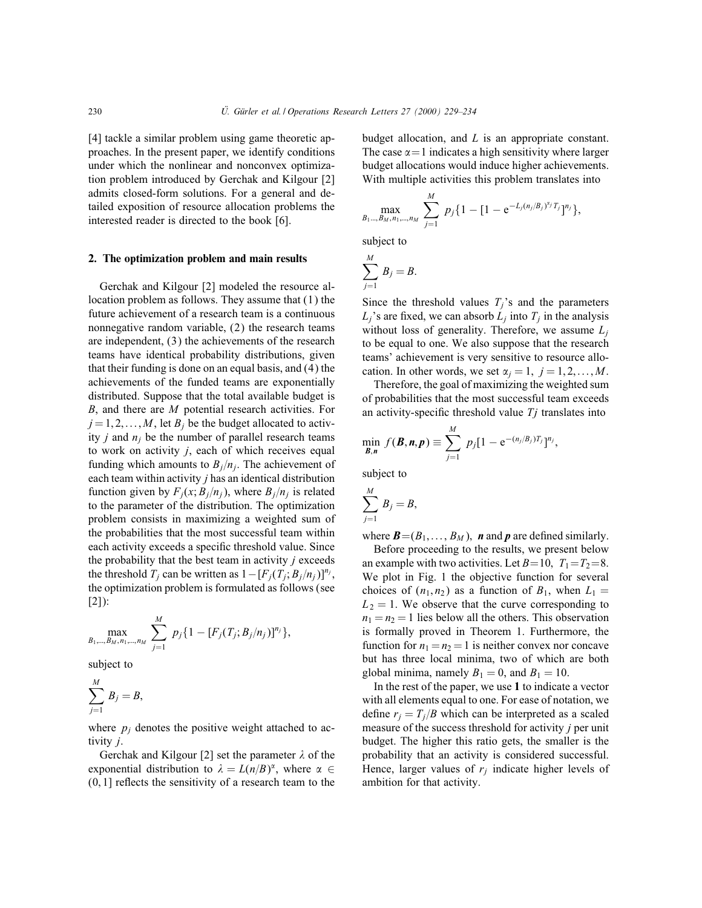[4] tackle a similar problem using game theoretic approaches. In the present paper, we identify conditions under which the nonlinear and nonconvex optimization problem introduced by Gerchak and Kilgour [2] admits closed-form solutions. For a general and detailed exposition of resource allocation problems the interested reader is directed to the book [6].

## 2. The optimization problem and main results

Gerchak and Kilgour [2] modeled the resource allocation problem as follows. They assume that (1) the future achievement of a research team is a continuous nonnegative random variable, (2) the research teams are independent, (3) the achievements of the research teams have identical probability distributions, given that their funding is done on an equal basis, and (4) the achievements of the funded teams are exponentially distributed. Suppose that the total available budget is $B$, and there are $M$ potential research activities. For $j = 1, 2, \ldots, M$, let $B_j$ be the budget allocated to activity $j$ and $n_j$ be the number of parallel research teams to work on activity $j$, each of which receives equal funding which amounts to $B_j/n_j$. The achievement of each team within activity $j$ has an identical distribution function given by $F_j(x; B_j/n_j)$, where $B_j/n_j$ is related to the parameter of the distribution. The optimization problem consists in maximizing a weighted sum of the probabilities that the most successful team within each activity exceeds a specific threshold value. Since the probability that the best team in activity $j$ exceeds the threshold $T_j$ can be written as $1-[F_j(T_j; B_j/n_j)]^{n_j}$, the optimization problem is formulated as follows (see [2]):

$$\max_{B_1,\ldots,B_M,n_1,\ldots,n_M} \sum_{j=1}^{M} p_j\{1-[F_j(T_j; B_j/n_j)]^{n_j}\},$$

subject to

$$\sum_{j=1}^{M} B_j = B,$$

where $p_j$ denotes the positive weight attached to activity $j$.

Gerchak and Kilgour [2] set the parameter $\lambda$ of the exponential distribution to $\lambda = L(n/B)^{\alpha}$, where $\alpha \in (0,1]$ reflects the sensitivity of a research team to the budget allocation, and $L$ is an appropriate constant. The case $\alpha = 1$ indicates a high sensitivity where larger budget allocations would induce higher achievements. With multiple activities this problem translates into

$$\max_{B_1\ldots,B_M,n_1,\ldots,n_M} \sum_{j=1}^{M} p_j\{1-[1-\mathrm{e}^{-L_j(n_j/B_j)^{\alpha_j}T_j}]^{n_j}\},$$

subject to

$$\sum_{j=1}^{M} B_j = B.$$

Since the threshold values $T_j$'s and the parameters $L_j$'s are fixed, we can absorb $L_j$ into $T_j$ in the analysis without loss of generality. Therefore, we assume $L_j$ to be equal to one. We also suppose that the research teams' achievement is very sensitive to resource allocation. In other words, we set $\alpha_j = 1$, $j = 1, 2, \ldots, M$.

Therefore, the goal of maximizing the weighted sum of probabilities that the most successful team exceeds an activity-specific threshold value $Tj$ translates into

$$\min_{\boldsymbol{B},\boldsymbol{n}} f(\boldsymbol{B},\boldsymbol{n},\boldsymbol{p}) \equiv \sum_{j=1}^{M} p_j[1-\mathrm{e}^{-(n_j/B_j)T_j}]^{n_j},$$

subject to

$$\sum_{j=1}^{M} B_j = B,$$

where $\boldsymbol{B} = (B_1, \ldots, B_M)$, $\boldsymbol{n}$ and $\boldsymbol{p}$ are defined similarly.

Before proceeding to the results, we present below an example with two activities. Let $B = 10$, $T_1 = T_2 = 8$. We plot in Fig. 1 the objective function for several choices of $(n_1, n_2)$ as a function of $B_1$, when $L_1 = L_2 = 1$. We observe that the curve corresponding to $n_1 = n_2 = 1$ lies below all the others. This observation is formally proved in Theorem 1. Furthermore, the function for $n_1 = n_2 = 1$ is neither convex nor concave but has three local minima, two of which are both global minima, namely $B_1 = 0$, and $B_1 = 10$.

In the rest of the paper, we use **1** to indicate a vector with all elements equal to one. For ease of notation, we define $r_j = T_j/B$ which can be interpreted as a scaled measure of the success threshold for activity $j$ per unit budget. The higher this ratio gets, the smaller is the probability that an activity is considered successful. Hence, larger values of $r_j$ indicate higher levels of ambition for that activity.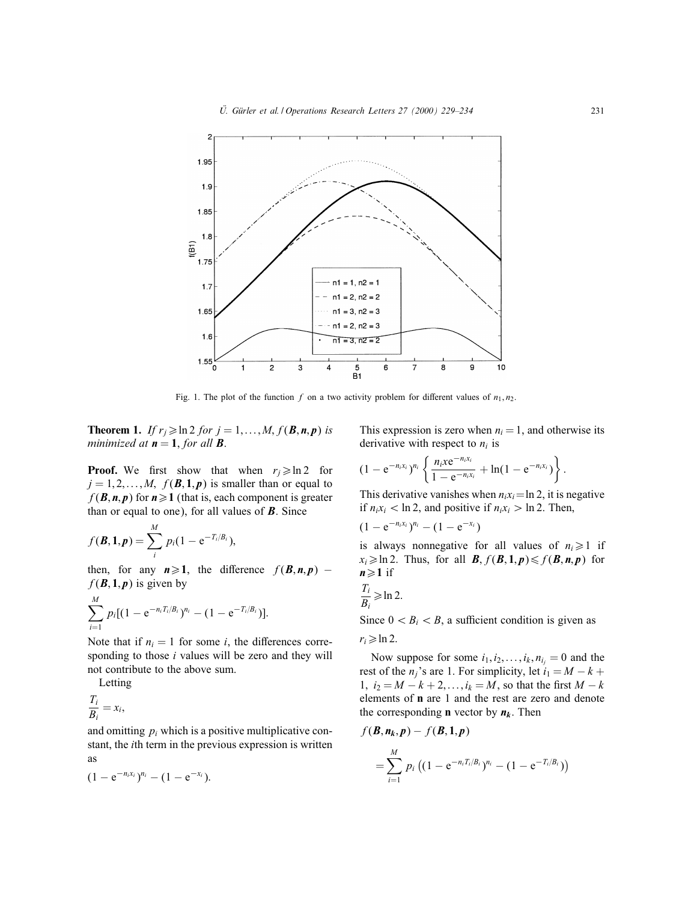Fig. 1. The plot of the function $f$ on a two activity problem for different values of $n_1, n_2$.

**Theorem 1.** *If $r_j \geqslant \ln 2$ for $j = 1, \ldots, M$, $f(\boldsymbol{B}, \boldsymbol{n}, \boldsymbol{p})$ is minimized at $\boldsymbol{n} = \mathbf{1}$, for all $\boldsymbol{B}$.*

**Proof.** We first show that when $r_j \geqslant \ln 2$ for $j = 1, 2, \ldots, M$, $f(\boldsymbol{B}, \mathbf{1}, \boldsymbol{p})$ is smaller than or equal to $f(\boldsymbol{B}, \boldsymbol{n}, \boldsymbol{p})$ for $\boldsymbol{n} \geqslant \mathbf{1}$ (that is, each component is greater than or equal to one), for all values of $\boldsymbol{B}$. Since

$$f(\boldsymbol{B}, \mathbf{1}, \boldsymbol{p}) = \sum_{i}^{M} p_i (1 - \mathrm{e}^{-T_i/B_i}),$$

then, for any $\boldsymbol{n} \geqslant \mathbf{1}$, the difference $f(\boldsymbol{B}, \boldsymbol{n}, \boldsymbol{p}) - f(\boldsymbol{B}, \mathbf{1}, \boldsymbol{p})$ is given by

$$\sum_{i=1}^{M} p_i [(1 - \mathrm{e}^{-n_i T_i/B_i})^{n_i} - (1 - \mathrm{e}^{-T_i/B_i})].$$

Note that if $n_i = 1$ for some $i$, the differences corresponding to those $i$ values will be zero and they will not contribute to the above sum.

Letting

$$\frac{T_i}{B_i} = x_i,$$

and omitting $p_i$ which is a positive multiplicative constant, the $i$th term in the previous expression is written as

$$(1 - \mathrm{e}^{-n_i x_i})^{n_i} - (1 - \mathrm{e}^{-x_i}).$$

This expression is zero when $n_i = 1$, and otherwise its derivative with respect to $n_i$ is

$$(1 - \mathrm{e}^{-n_i x_i})^{n_i} \left\{ \frac{n_i x \mathrm{e}^{-n_i x_i}}{1 - \mathrm{e}^{-n_i x_i}} + \ln(1 - \mathrm{e}^{-n_i x_i}) \right\}.$$

This derivative vanishes when $n_i x_i = \ln 2$, it is negative if $n_i x_i < \ln 2$, and positive if $n_i x_i > \ln 2$. Then,

$$(1 - \mathrm{e}^{-n_i x_i})^{n_i} - (1 - \mathrm{e}^{-x_i})$$

is always nonnegative for all values of $n_i \geqslant 1$ if $x_i \geqslant \ln 2$. Thus, for all $\boldsymbol{B}$, $f(\boldsymbol{B}, \mathbf{1}, \boldsymbol{p}) \leqslant f(\boldsymbol{B}, \boldsymbol{n}, \boldsymbol{p})$ for $\boldsymbol{n} \geqslant \mathbf{1}$ if

$$\frac{T_i}{B_i} \geqslant \ln 2.$$

Since $0 < B_i < B$, a sufficient condition is given as

$$r_i \geqslant \ln 2.$$

Now suppose for some $i_1, i_2, \ldots, i_k, n_{i_j} = 0$ and the rest of the $n_j$'s are 1. For simplicity, let $i_1 = M - k + 1$, $i_2 = M - k + 2, \ldots, i_k = M$, so that the first $M - k$ elements of $\mathbf{n}$ are 1 and the rest are zero and denote the corresponding $\mathbf{n}$ vector by $\boldsymbol{n_k}$. Then

$$f(\boldsymbol{B}, \boldsymbol{n_k}, \boldsymbol{p}) - f(\boldsymbol{B}, \mathbf{1}, \boldsymbol{p})$$

$$= \sum_{i=1}^{M} p_i \left( (1 - \mathrm{e}^{-n_i T_i/B_i})^{n_i} - (1 - \mathrm{e}^{-T_i/B_i}) \right)$$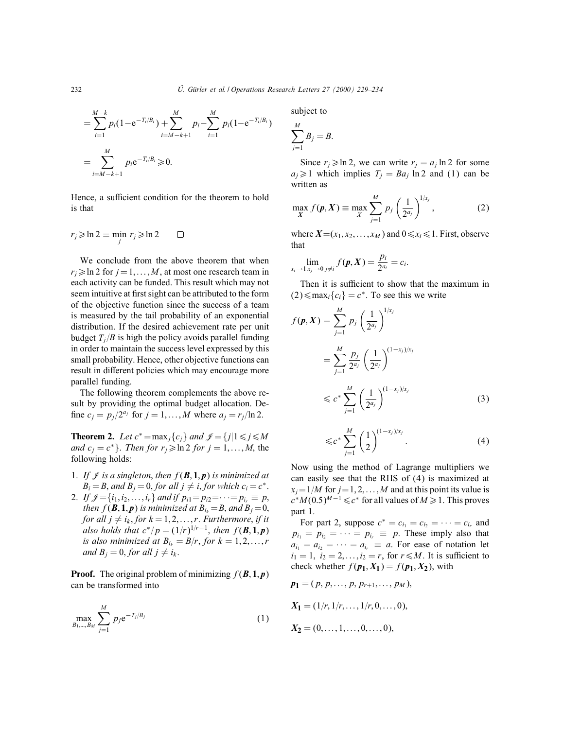$$= \sum_{i=1}^{M-k} p_i(1-e^{-T_i/B_i}) + \sum_{i=M-k+1}^{M} p_i - \sum_{i=1}^{M} p_i(1-e^{-T_i/B_i})$$

$$= \sum_{i=M-k+1}^{M} p_i e^{-T_i/B_i} \geqslant 0.$$

Hence, a sufficient condition for the theorem to hold is that

$$r_j \geqslant \ln 2 \equiv \min_j r_j \geqslant \ln 2 \qquad \square$$

We conclude from the above theorem that when $r_j \geqslant \ln 2$ for $j = 1, \ldots, M$, at most one research team in each activity can be funded. This result which may not seem intuitive at first sight can be attributed to the form of the objective function since the success of a team is measured by the tail probability of an exponential distribution. If the desired achievement rate per unit budget $T_j/B$ is high the policy avoids parallel funding in order to maintain the success level expressed by this small probability. Hence, other objective functions can result in different policies which may encourage more parallel funding.

The following theorem complements the above result by providing the optimal budget allocation. Define $c_j = p_j/2^{a_j}$ for $j = 1, \ldots, M$ where $a_j = r_j/\ln 2$.

**Theorem 2.** *Let $c^* = \max_j\{c_j\}$ and $\mathscr{J} = \{j | 1 \leqslant j \leqslant M$ and $c_j = c^*\}$. Then for $r_j \geqslant \ln 2$ for $j = 1, \ldots, M$, the following holds:*

1. *If $\mathscr{J}$ is a singleton, then $f(\boldsymbol{B}, \mathbf{1}, \boldsymbol{p})$ is minimized at $B_i = B$, and $B_j = 0$, for all $j \neq i$, for which $c_i = c^*$.*
2. *If $\mathscr{J} = \{i_1, i_2, \ldots, i_r\}$ and if $p_{i1} = p_{i2} = \cdots = p_{i_r} \equiv p$, then $f(\boldsymbol{B}, \mathbf{1}, \boldsymbol{p})$ is minimized at $B_{i_k} = B$, and $B_j = 0$, for all $j \neq i_k$, for $k = 1, 2, \ldots, r$. Furthermore, if it also holds that $c^*/p = (1/r)^{1/r-1}$, then $f(\boldsymbol{B}, \mathbf{1}, \boldsymbol{p})$ is also minimized at $B_{i_k} = B/r$, for $k = 1, 2, \ldots, r$ and $B_j = 0$, for all $j \neq i_k$.*

**Proof.** The original problem of minimizing $f(\boldsymbol{B}, \mathbf{1}, \boldsymbol{p})$ can be transformed into

$$\max_{B_1, \ldots, B_M} \sum_{j=1}^{M} p_j e^{-T_j/B_j} \tag{1}$$

subject to

$$\sum_{j=1}^{M} B_j = B.$$

Since $r_j \geqslant \ln 2$, we can write $r_j = a_j \ln 2$ for some $a_j \geqslant 1$ which implies $T_j = Ba_j \ln 2$ and (1) can be written as

$$\max_{\boldsymbol{X}} f(\boldsymbol{p}, \boldsymbol{X}) \equiv \max_{X} \sum_{j=1}^{M} p_j \left(\frac{1}{2^{a_j}}\right)^{1/x_j}, \tag{2}$$

where $\boldsymbol{X} = (x_1, x_2, \ldots, x_M)$ and $0 \leqslant x_i \leqslant 1$. First, observe that

$$\lim_{x_i \to 1\, x_j \to 0\, j \neq i} f(\boldsymbol{p}, \boldsymbol{X}) = \frac{p_i}{2^{a_i}} = c_i.$$

Then it is sufficient to show that the maximum in (2) $\leqslant \max_i\{c_i\} = c^*$. To see this we write

$$f(\boldsymbol{p}, \boldsymbol{X}) = \sum_{j=1}^{M} p_j \left(\frac{1}{2^{a_j}}\right)^{1/x_j}$$

$$= \sum_{j=1}^{M} \frac{p_j}{2^{a_j}} \left(\frac{1}{2^{a_j}}\right)^{(1-x_j)/x_j}$$

$$\leqslant c^* \sum_{j=1}^{M} \left(\frac{1}{2^{a_j}}\right)^{(1-x_j)/x_j} \tag{3}$$

$$\leqslant c^* \sum_{j=1}^{M} \left(\frac{1}{2}\right)^{(1-x_j)/x_j}. \tag{4}$$

Now using the method of Lagrange multipliers we can easily see that the RHS of (4) is maximized at $x_j = 1/M$ for $j = 1, 2, \ldots, M$ and at this point its value is $c^* M (0.5)^{M-1} \leqslant c^*$ for all values of $M \geqslant 1$. This proves part 1.

For part 2, suppose $c^* = c_{i_1} = c_{i_2} = \cdots = c_{i_r}$ and $p_{i_1} = p_{i_2} = \cdots = p_{i_r} \equiv p$. These imply also that $a_{i_1} = a_{i_2} = \cdots = a_{i_r} \equiv a$. For ease of notation let $i_1 = 1,\ i_2 = 2, \ldots, i_2 = r$, for $r \leqslant M$. It is sufficient to check whether $f(\boldsymbol{p_1}, \boldsymbol{X_1}) = f(\boldsymbol{p_1}, \boldsymbol{X_2})$, with

$$\boldsymbol{p_1} = (p, p, \ldots, p, p_{r+1}, \ldots, p_M),$$

$$\boldsymbol{X_1} = (1/r, 1/r, \ldots, 1/r, 0, \ldots, 0),$$

$$\boldsymbol{X_2} = (0, \ldots, 1, \ldots, 0, \ldots, 0),$$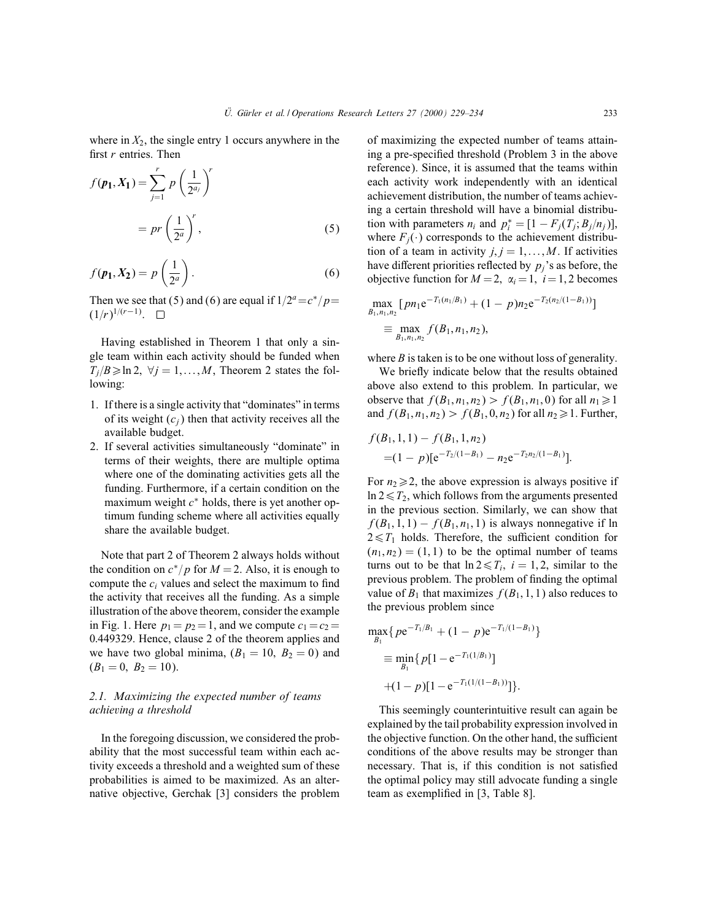where in $X_2$, the single entry 1 occurs anywhere in the first $r$ entries. Then

$$f(\boldsymbol{p_1}, \boldsymbol{X_1}) = \sum_{j=1}^{r} p\left(\frac{1}{2^{a_j}}\right)^r$$

$$= pr\left(\frac{1}{2^a}\right)^r, \tag{5}$$

$$f(\boldsymbol{p_1}, \boldsymbol{X_2}) = p\left(\frac{1}{2^a}\right). \tag{6}$$

Then we see that (5) and (6) are equal if $1/2^a = c^*/p = (1/r)^{1/(r-1)}$. □

Having established in Theorem 1 that only a single team within each activity should be funded when $T_j/B \geqslant \ln 2$, $\forall j = 1, \ldots, M$, Theorem 2 states the following:

1. If there is a single activity that "dominates" in terms of its weight ($c_j$) then that activity receives all the available budget.
2. If several activities simultaneously "dominate" in terms of their weights, there are multiple optima where one of the dominating activities gets all the funding. Furthermore, if a certain condition on the maximum weight $c^*$ holds, there is yet another optimum funding scheme where all activities equally share the available budget.

Note that part 2 of Theorem 2 always holds without the condition on $c^*/p$ for $M = 2$. Also, it is enough to compute the $c_i$ values and select the maximum to find the activity that receives all the funding. As a simple illustration of the above theorem, consider the example in Fig. 1. Here $p_1 = p_2 = 1$, and we compute $c_1 = c_2 = 0.449329$. Hence, clause 2 of the theorem applies and we have two global minima, $(B_1 = 10,\ B_2 = 0)$ and $(B_1 = 0,\ B_2 = 10)$.

### 2.1. Maximizing the expected number of teams achieving a threshold

In the foregoing discussion, we considered the probability that the most successful team within each activity exceeds a threshold and a weighted sum of these probabilities is aimed to be maximized. As an alternative objective, Gerchak [3] considers the problem of maximizing the expected number of teams attaining a pre-specified threshold (Problem 3 in the above reference). Since, it is assumed that the teams within each activity work independently with an identical achievement distribution, the number of teams achieving a certain threshold will have a binomial distribution with parameters $n_i$ and $p_i^* = [1 - F_j(T_j; B_j/n_j)]$, where $F_j(\cdot)$ corresponds to the achievement distribution of a team in activity $j, j = 1, \ldots, M$. If activities have different priorities reflected by $p_j$'s as before, the objective function for $M = 2$, $\alpha_i = 1$, $i = 1, 2$ becomes

$$\max_{B_1, n_1, n_2} [pn_1 \mathrm{e}^{-T_1(n_1/B_1)} + (1-p)n_2 \mathrm{e}^{-T_2(n_2/(1-B_1))}]$$

$$\equiv \max_{B_1, n_1, n_2} f(B_1, n_1, n_2),$$

where $B$ is taken is to be one without loss of generality.

We briefly indicate below that the results obtained above also extend to this problem. In particular, we observe that $f(B_1, n_1, n_2) > f(B_1, n_1, 0)$ for all $n_1 \geqslant 1$ and $f(B_1, n_1, n_2) > f(B_1, 0, n_2)$ for all $n_2 \geqslant 1$. Further,

$$f(B_1, 1, 1) - f(B_1, 1, n_2)$$
$$= (1-p)[\mathrm{e}^{-T_2/(1-B_1)} - n_2 \mathrm{e}^{-T_2 n_2/(1-B_1)}].$$

For $n_2 \geqslant 2$, the above expression is always positive if $\ln 2 \leqslant T_2$, which follows from the arguments presented in the previous section. Similarly, we can show that $f(B_1, 1, 1) - f(B_1, n_1, 1)$ is always nonnegative if $\ln 2 \leqslant T_1$ holds. Therefore, the sufficient condition for $(n_1, n_2) = (1, 1)$ to be the optimal number of teams turns out to be that $\ln 2 \leqslant T_i$, $i = 1, 2$, similar to the previous problem. The problem of finding the optimal value of $B_1$ that maximizes $f(B_1, 1, 1)$ also reduces to the previous problem since

$$\max_{B_1} \{ p\mathrm{e}^{-T_1/B_1} + (1-p)\mathrm{e}^{-T_1/(1-B_1)} \}$$

$$\equiv \min_{B_1} \{ p[1 - \mathrm{e}^{-T_1(1/B_1)}]$$

$$+ (1-p)[1 - \mathrm{e}^{-T_1(1/(1-B_1))}] \}.$$

This seemingly counterintuitive result can again be explained by the tail probability expression involved in the objective function. On the other hand, the sufficient conditions of the above results may be stronger than necessary. That is, if this condition is not satisfied the optimal policy may still advocate funding a single team as exemplified in [3, Table 8].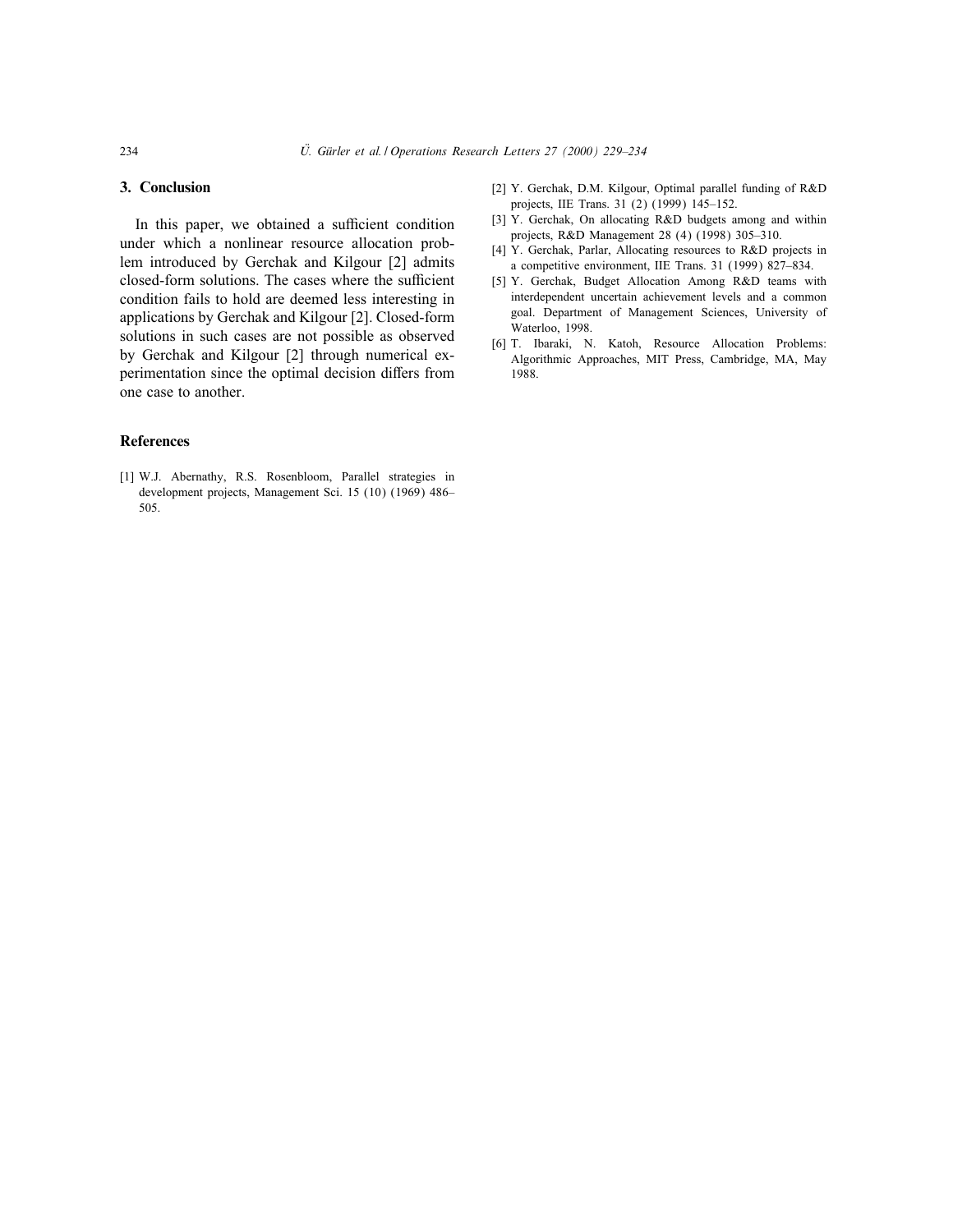## 3. Conclusion

In this paper, we obtained a sufficient condition under which a nonlinear resource allocation problem introduced by Gerchak and Kilgour [2] admits closed-form solutions. The cases where the sufficient condition fails to hold are deemed less interesting in applications by Gerchak and Kilgour [2]. Closed-form solutions in such cases are not possible as observed by Gerchak and Kilgour [2] through numerical experimentation since the optimal decision differs from one case to another.

## References

[1] W.J. Abernathy, R.S. Rosenbloom, Parallel strategies in development projects, Management Sci. 15 (10) (1969) 486–505.

[2] Y. Gerchak, D.M. Kilgour, Optimal parallel funding of R&D projects, IIE Trans. 31 (2) (1999) 145–152.

[3] Y. Gerchak, On allocating R&D budgets among and within projects, R&D Management 28 (4) (1998) 305–310.

[4] Y. Gerchak, Parlar, Allocating resources to R&D projects in a competitive environment, IIE Trans. 31 (1999) 827–834.

[5] Y. Gerchak, Budget Allocation Among R&D teams with interdependent uncertain achievement levels and a common goal. Department of Management Sciences, University of Waterloo, 1998.

[6] T. Ibaraki, N. Katoh, Resource Allocation Problems: Algorithmic Approaches, MIT Press, Cambridge, MA, May 1988.